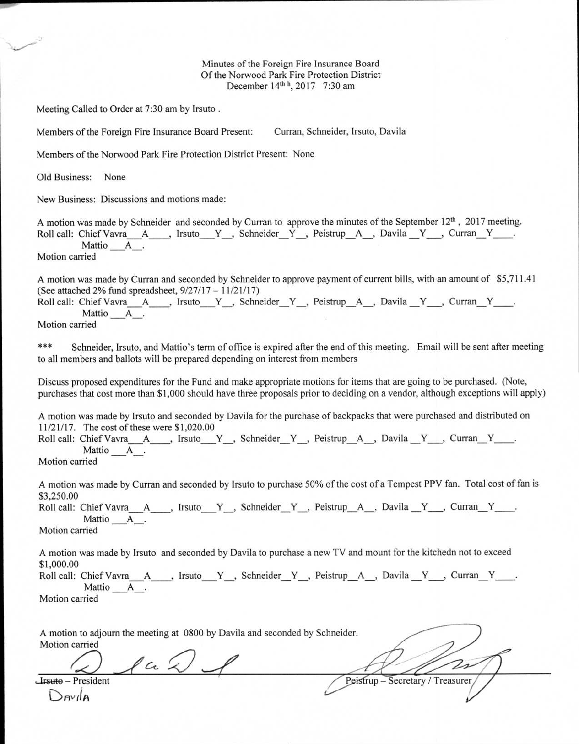Minutes of the Foreign Fire Insurance Board
Of the Norwood Park Fire Protection District
December 14th h, 2017 7:30 am

Meeting Called to Order at 7:30 am by Irsuto .

Members of the Foreign Fire Insurance Board Present: Curran, Schneider, Irsuto, Davila

Members of the Norwood Park Fire Protection District Present: None

Old Business: None

New Business: Discussions and motions made:

A motion was made by Schneider and seconded by Curran to approve the minutes of the September 12th , 2017 meeting.
Roll call: Chief Vavra__A____, Irsuto___Y__, Schneider__Y__, Peistrup__A__, Davila __Y___, Curran__Y____.
Mattio ___A__.
Motion carried

A motion was made by Curran and seconded by Schneider to approve payment of current bills, with an amount of $5,711.41 (See attached 2% fund spreadsheet, 9/27/17 – 11/21/17)
Roll call: Chief Vavra__A____, Irsuto___Y__, Schneider__Y__, Peistrup__A__, Davila __Y___, Curran__Y____.
Mattio ___A__.
Motion carried

*** Schneider, Irsuto, and Mattio's term of office is expired after the end of this meeting. Email will be sent after meeting to all members and ballots will be prepared depending on interest from members

Discuss proposed expenditures for the Fund and make appropriate motions for items that are going to be purchased. (Note, purchases that cost more than $1,000 should have three proposals prior to deciding on a vendor, although exceptions will apply)

A motion was made by Irsuto and seconded by Davila for the purchase of backpacks that were purchased and distributed on 11/21/17. The cost of these were $1,020.00
Roll call: Chief Vavra__A____, Irsuto___Y__, Schneider__Y__, Peistrup__A__, Davila __Y___, Curran__Y____.
Mattio ___A__.
Motion carried

A motion was made by Curran and seconded by Irsuto to purchase 50% of the cost of a Tempest PPV fan. Total cost of fan is $3,250.00
Roll call: Chief Vavra__A____, Irsuto___Y__, Schneider__Y__, Peistrup__A__, Davila __Y___, Curran__Y____.
Mattio ___A__.
Motion carried

A motion was made by Irsuto and seconded by Davila to purchase a new TV and mount for the kitchedn not to exceed $1,000.00
Roll call: Chief Vavra__A____, Irsuto___Y__, Schneider__Y__, Peistrup__A__, Davila __Y___, Curran__Y____.
Mattio ___A__.
Motion carried

A motion to adjourn the meeting at 0800 by Davila and seconded by Schneider.
Motion carried

~~Irsuto~~ – President
DAVILA

Peistrup – Secretary / Treasurer